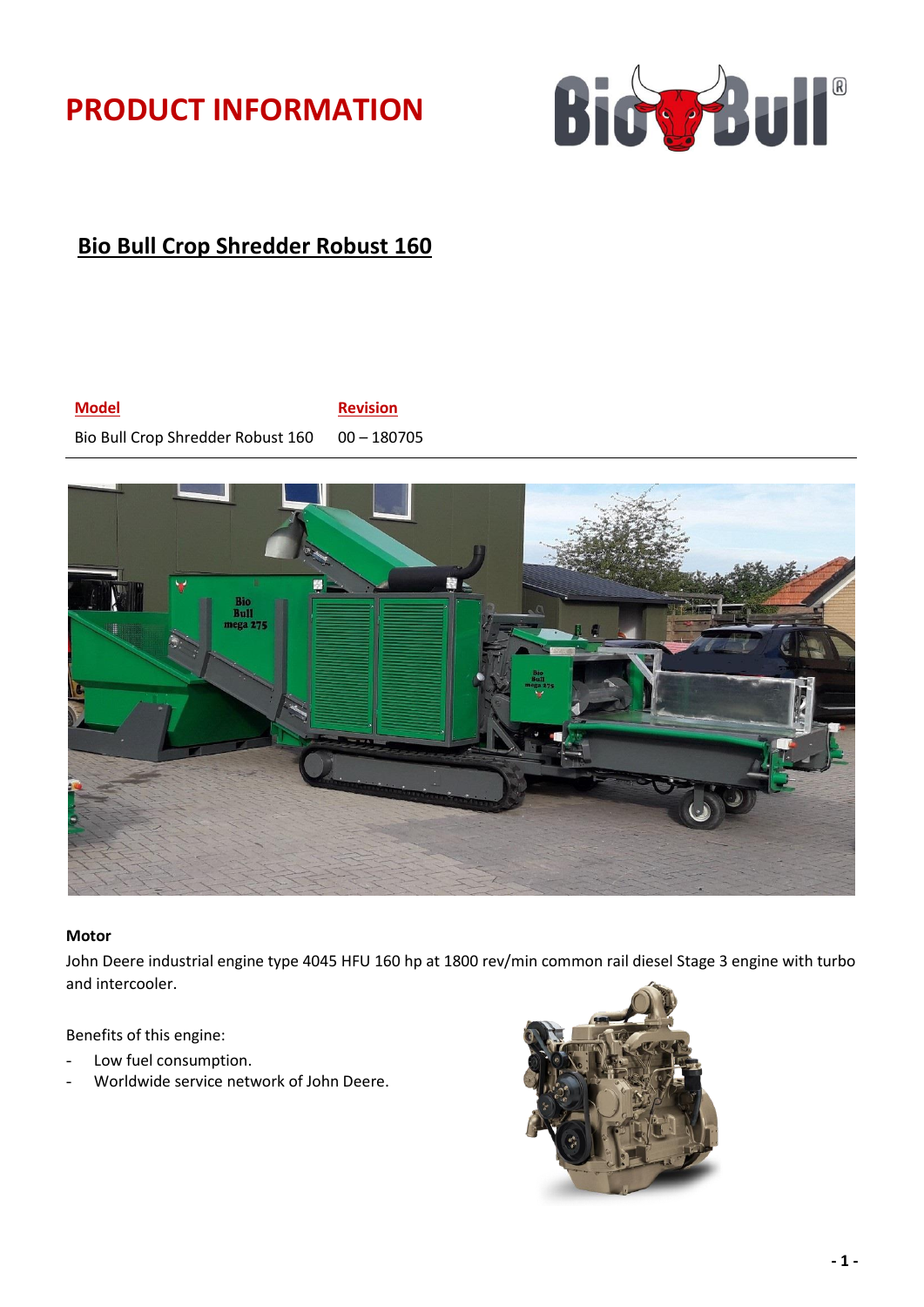# PRODUCT INFORMATION

## Bio Bull Crop Shredder Robust 160

| Model | Revision |
| --- | --- |
| Bio Bull Crop Shredder Robust 160 | 00 – 180705 |

**Motor**

John Deere industrial engine type 4045 HFU 160 hp at 1800 rev/min common rail diesel Stage 3 engine with turbo and intercooler.

Benefits of this engine:

- Low fuel consumption.
- Worldwide service network of John Deere.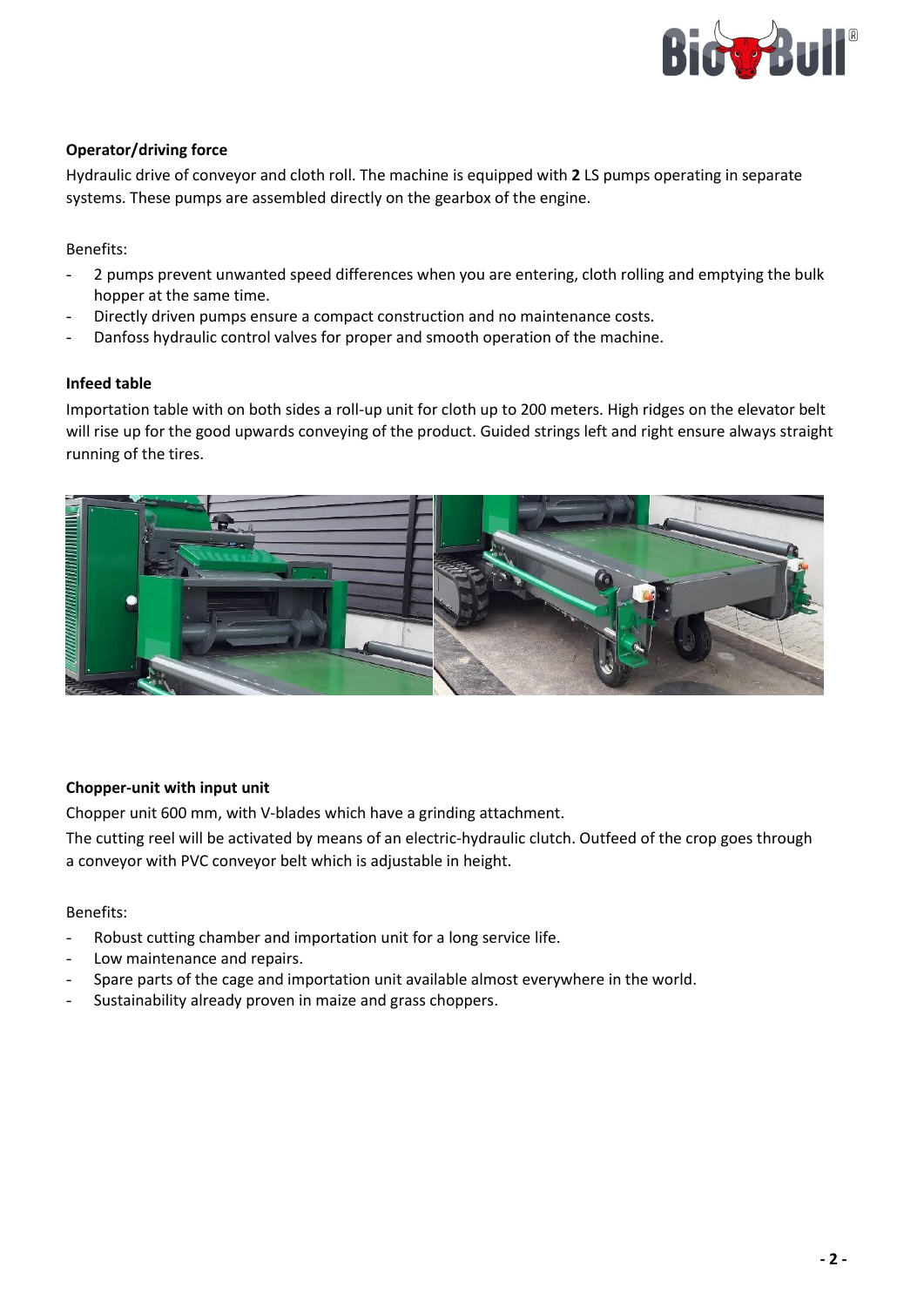**Operator/driving force**

Hydraulic drive of conveyor and cloth roll. The machine is equipped with **2** LS pumps operating in separate systems. These pumps are assembled directly on the gearbox of the engine.

Benefits:

- 2 pumps prevent unwanted speed differences when you are entering, cloth rolling and emptying the bulk hopper at the same time.
- Directly driven pumps ensure a compact construction and no maintenance costs.
- Danfoss hydraulic control valves for proper and smooth operation of the machine.

**Infeed table**

Importation table with on both sides a roll-up unit for cloth up to 200 meters. High ridges on the elevator belt will rise up for the good upwards conveying of the product. Guided strings left and right ensure always straight running of the tires.

**Chopper-unit with input unit**

Chopper unit 600 mm, with V-blades which have a grinding attachment.

The cutting reel will be activated by means of an electric-hydraulic clutch. Outfeed of the crop goes through a conveyor with PVC conveyor belt which is adjustable in height.

Benefits:

- Robust cutting chamber and importation unit for a long service life.
- Low maintenance and repairs.
- Spare parts of the cage and importation unit available almost everywhere in the world.
- Sustainability already proven in maize and grass choppers.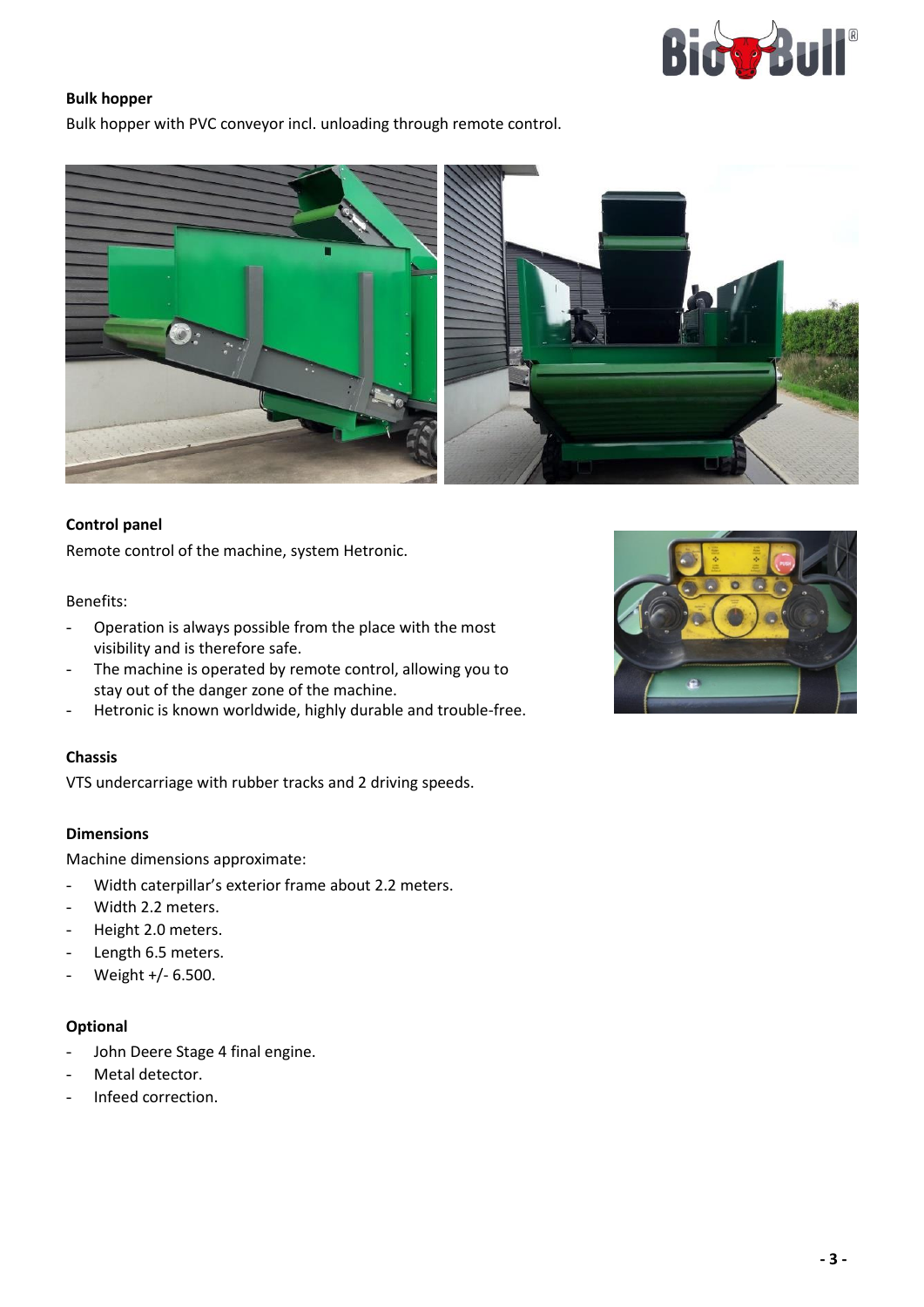**Bulk hopper**

Bulk hopper with PVC conveyor incl. unloading through remote control.

**Control panel**

Remote control of the machine, system Hetronic.

Benefits:

- Operation is always possible from the place with the most visibility and is therefore safe.
- The machine is operated by remote control, allowing you to stay out of the danger zone of the machine.
- Hetronic is known worldwide, highly durable and trouble-free.

**Chassis**

VTS undercarriage with rubber tracks and 2 driving speeds.

**Dimensions**

Machine dimensions approximate:

- Width caterpillar's exterior frame about 2.2 meters.
- Width 2.2 meters.
- Height 2.0 meters.
- Length 6.5 meters.
- Weight +/- 6.500.

**Optional**

- John Deere Stage 4 final engine.
- Metal detector.
- Infeed correction.